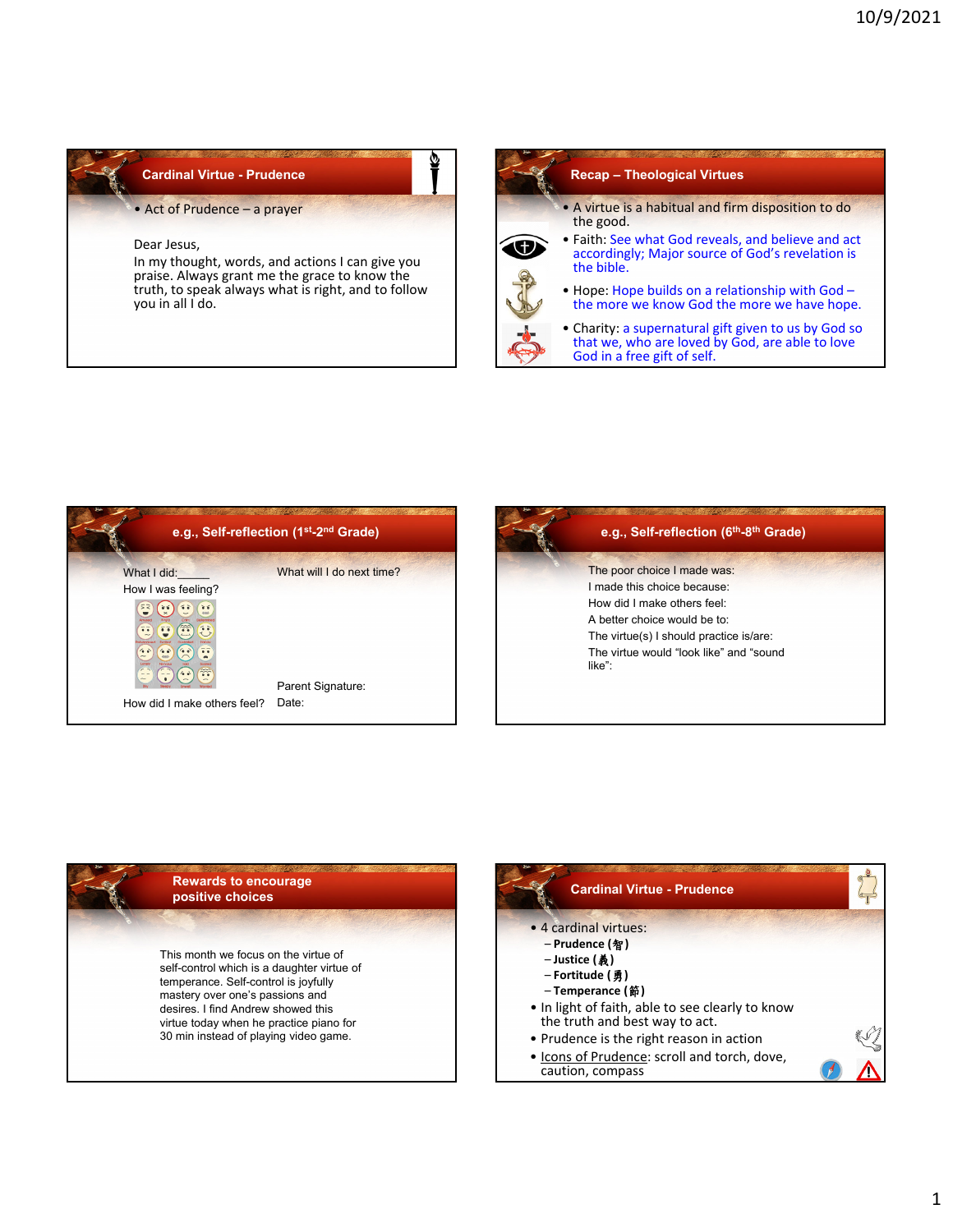## Cardinal Virtue - Prudence

- Act of Prudence – a prayer

Dear Jesus,
In my thought, words, and actions I can give you praise. Always grant me the grace to know the truth, to speak always what is right, and to follow you in all I do.

## Recap – Theological Virtues

- A virtue is a habitual and firm disposition to do the good.
- Faith: See what God reveals, and believe and act accordingly; Major source of God's revelation is the bible.
- Hope: Hope builds on a relationship with God – the more we know God the more we have hope.
- Charity: a supernatural gift given to us by God so that we, who are loved by God, are able to love God in a free gift of self.

## e.g., Self-reflection (1st-2nd Grade)

What I did:_____

How I was feeling?

How did I make others feel?

What will I do next time?

Parent Signature:

Date:

## e.g., Self-reflection (6th-8th Grade)

The poor choice I made was:

I made this choice because:

How did I make others feel:

A better choice would be to:

The virtue(s) I should practice is/are:

The virtue would "look like" and "sound like":

## Rewards to encourage positive choices

This month we focus on the virtue of self-control which is a daughter virtue of temperance. Self-control is joyfully mastery over one's passions and desires. I find Andrew showed this virtue today when he practice piano for 30 min instead of playing video game.

## Cardinal Virtue - Prudence

- 4 cardinal virtues:
  - **Prudence (智)**
  - **Justice (義)**
  - **Fortitude (勇)**
  - **Temperance (節)**
- In light of faith, able to see clearly to know the truth and best way to act.
- Prudence is the right reason in action
- Icons of Prudence: scroll and torch, dove, caution, compass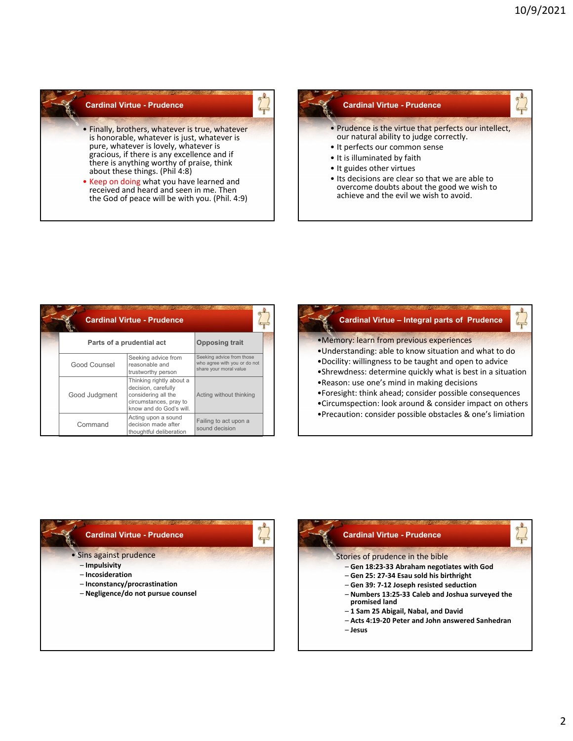## Cardinal Virtue - Prudence

- Finally, brothers, whatever is true, whatever is honorable, whatever is just, whatever is pure, whatever is lovely, whatever is gracious, if there is any excellence and if there is anything worthy of praise, think about these things. (Phil 4:8)
- Keep on doing what you have learned and received and heard and seen in me. Then the God of peace will be with you. (Phil. 4:9)

## Cardinal Virtue - Prudence

- Prudence is the virtue that perfects our intellect, our natural ability to judge correctly.
- It perfects our common sense
- It is illuminated by faith
- It guides other virtues
- Its decisions are clear so that we are able to overcome doubts about the good we wish to achieve and the evil we wish to avoid.

## Cardinal Virtue - Prudence

| Parts of a prudential act | | Opposing trait |
|---|---|---|
| Good Counsel | Seeking advice from reasonable and trustworthy person | Seeking advice from those who agree with you or do not share your moral value |
| Good Judgment | Thinking rightly about a decision, carefully considering all the circumstances, pray to know and do God's will. | Acting without thinking |
| Command | Acting upon a sound decision made after thoughtful deliberation | Failing to act upon a sound decision |

## Cardinal Virtue – Integral parts of Prudence

- Memory: learn from previous experiences
- Understanding: able to know situation and what to do
- Docility: willingness to be taught and open to advice
- Shrewdness: determine quickly what is best in a situation
- Reason: use one's mind in making decisions
- Foresight: think ahead; consider possible consequences
- Circumspection: look around & consider impact on others
- Precaution: consider possible obstacles & one's limiation

## Cardinal Virtue - Prudence

- Sins against prudence
  - **Impulsivity**
  - **Incosideration**
  - **Inconstancy/procrastination**
  - **Negligence/do not pursue counsel**

## Cardinal Virtue - Prudence

Stories of prudence in the bible

- **Gen 18:23-33 Abraham negotiates with God**
- **Gen 25: 27-34 Esau sold his birthright**
- **Gen 39: 7-12 Joseph resisted seduction**
- **Numbers 13:25-33 Caleb and Joshua surveyed the promised land**
- **1 Sam 25 Abigail, Nabal, and David**
- **Acts 4:19-20 Peter and John answered Sanhedran**
- **Jesus**